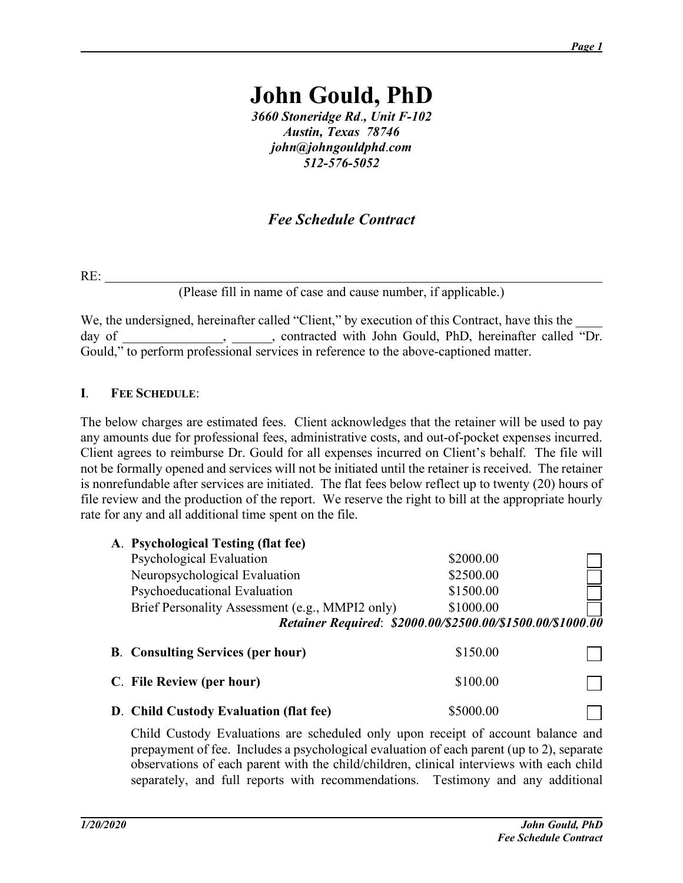# John Gould, PhD

*3660 Stoneridge Rd., Unit F-102*
*Austin, Texas 78746*
*john@johngouldphd.com*
*512-576-5052*

## *Fee Schedule Contract*

RE: ____________________________________________________________________

(Please fill in name of case and cause number, if applicable.)

We, the undersigned, hereinafter called "Client," by execution of this Contract, have this the ____ day of _______________, ______, contracted with John Gould, PhD, hereinafter called "Dr. Gould," to perform professional services in reference to the above-captioned matter.

### I. FEE SCHEDULE:

The below charges are estimated fees. Client acknowledges that the retainer will be used to pay any amounts due for professional fees, administrative costs, and out-of-pocket expenses incurred. Client agrees to reimburse Dr. Gould for all expenses incurred on Client's behalf. The file will not be formally opened and services will not be initiated until the retainer is received. The retainer is nonrefundable after services are initiated. The flat fees below reflect up to twenty (20) hours of file review and the production of the report. We reserve the right to bill at the appropriate hourly rate for any and all additional time spent on the file.

**A. Psychological Testing (flat fee)**

| Service | Fee | |
|---|---|---|
| Psychological Evaluation | $2000.00 | ☐ |
| Neuropsychological Evaluation | $2500.00 | ☐ |
| Psychoeducational Evaluation | $1500.00 | ☐ |
| Brief Personality Assessment (e.g., MMPI2 only) | $1000.00 | ☐ |

***Retainer Required*: *$2000.00/$2500.00/$1500.00/$1000.00***

**B. Consulting Services (per hour)** $150.00 ☐

**C. File Review (per hour)** $100.00 ☐

**D. Child Custody Evaluation (flat fee)** $5000.00 ☐

Child Custody Evaluations are scheduled only upon receipt of account balance and prepayment of fee. Includes a psychological evaluation of each parent (up to 2), separate observations of each parent with the child/children, clinical interviews with each child separately, and full reports with recommendations. Testimony and any additional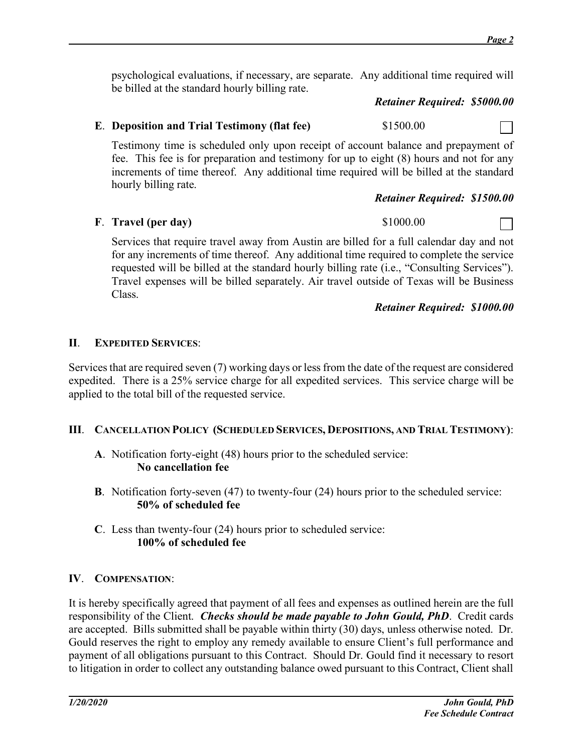psychological evaluations, if necessary, are separate. Any additional time required will be billed at the standard hourly billing rate.

***Retainer Required: $5000.00***

**E**. **Deposition and Trial Testimony (flat fee)** $1500.00 ☐

Testimony time is scheduled only upon receipt of account balance and prepayment of fee. This fee is for preparation and testimony for up to eight (8) hours and not for any increments of time thereof. Any additional time required will be billed at the standard hourly billing rate.

***Retainer Required: $1500.00***

**F**. **Travel (per day)** $1000.00 ☐

Services that require travel away from Austin are billed for a full calendar day and not for any increments of time thereof. Any additional time required to complete the service requested will be billed at the standard hourly billing rate (i.e., "Consulting Services"). Travel expenses will be billed separately. Air travel outside of Texas will be Business Class.

***Retainer Required: $1000.00***

## II. EXPEDITED SERVICES:

Services that are required seven (7) working days or less from the date of the request are considered expedited. There is a 25% service charge for all expedited services. This service charge will be applied to the total bill of the requested service.

## III. CANCELLATION POLICY (SCHEDULED SERVICES, DEPOSITIONS, AND TRIAL TESTIMONY):

**A**. Notification forty-eight (48) hours prior to the scheduled service:
**No cancellation fee**

**B**. Notification forty-seven (47) to twenty-four (24) hours prior to the scheduled service:
**50% of scheduled fee**

**C**. Less than twenty-four (24) hours prior to scheduled service:
**100% of scheduled fee**

## IV. COMPENSATION:

It is hereby specifically agreed that payment of all fees and expenses as outlined herein are the full responsibility of the Client. ***Checks should be made payable to John Gould, PhD***. Credit cards are accepted. Bills submitted shall be payable within thirty (30) days, unless otherwise noted. Dr. Gould reserves the right to employ any remedy available to ensure Client's full performance and payment of all obligations pursuant to this Contract. Should Dr. Gould find it necessary to resort to litigation in order to collect any outstanding balance owed pursuant to this Contract, Client shall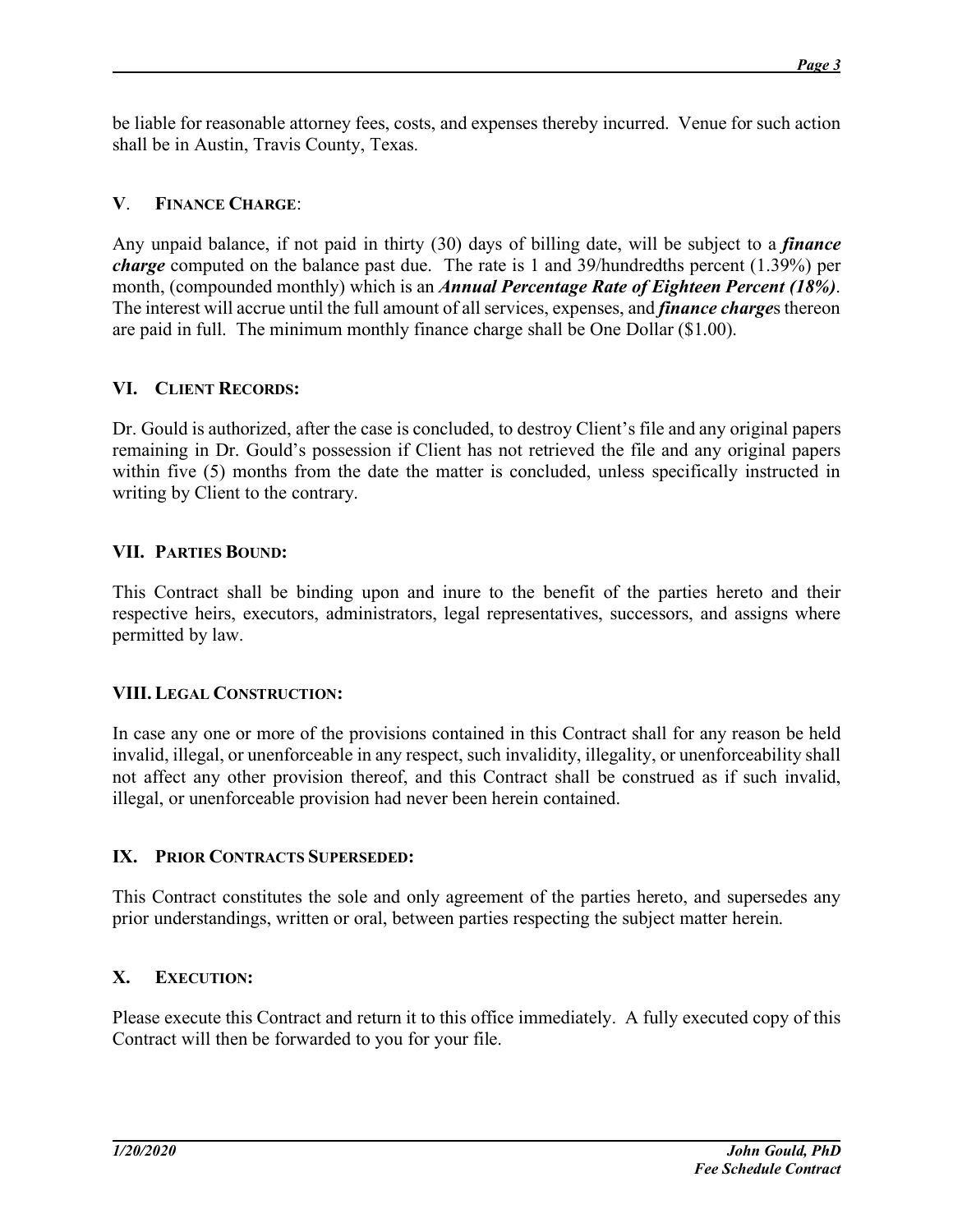be liable for reasonable attorney fees, costs, and expenses thereby incurred. Venue for such action shall be in Austin, Travis County, Texas.

## V. FINANCE CHARGE:

Any unpaid balance, if not paid in thirty (30) days of billing date, will be subject to a ***finance charge*** computed on the balance past due. The rate is 1 and 39/hundredths percent (1.39%) per month, (compounded monthly) which is an ***Annual Percentage Rate of Eighteen Percent (18%)***. The interest will accrue until the full amount of all services, expenses, and ***finance charge***s thereon are paid in full. The minimum monthly finance charge shall be One Dollar ($1.00).

## VI. CLIENT RECORDS:

Dr. Gould is authorized, after the case is concluded, to destroy Client's file and any original papers remaining in Dr. Gould's possession if Client has not retrieved the file and any original papers within five (5) months from the date the matter is concluded, unless specifically instructed in writing by Client to the contrary.

## VII. PARTIES BOUND:

This Contract shall be binding upon and inure to the benefit of the parties hereto and their respective heirs, executors, administrators, legal representatives, successors, and assigns where permitted by law.

## VIII. LEGAL CONSTRUCTION:

In case any one or more of the provisions contained in this Contract shall for any reason be held invalid, illegal, or unenforceable in any respect, such invalidity, illegality, or unenforceability shall not affect any other provision thereof, and this Contract shall be construed as if such invalid, illegal, or unenforceable provision had never been herein contained.

## IX. PRIOR CONTRACTS SUPERSEDED:

This Contract constitutes the sole and only agreement of the parties hereto, and supersedes any prior understandings, written or oral, between parties respecting the subject matter herein.

## X. EXECUTION:

Please execute this Contract and return it to this office immediately. A fully executed copy of this Contract will then be forwarded to you for your file.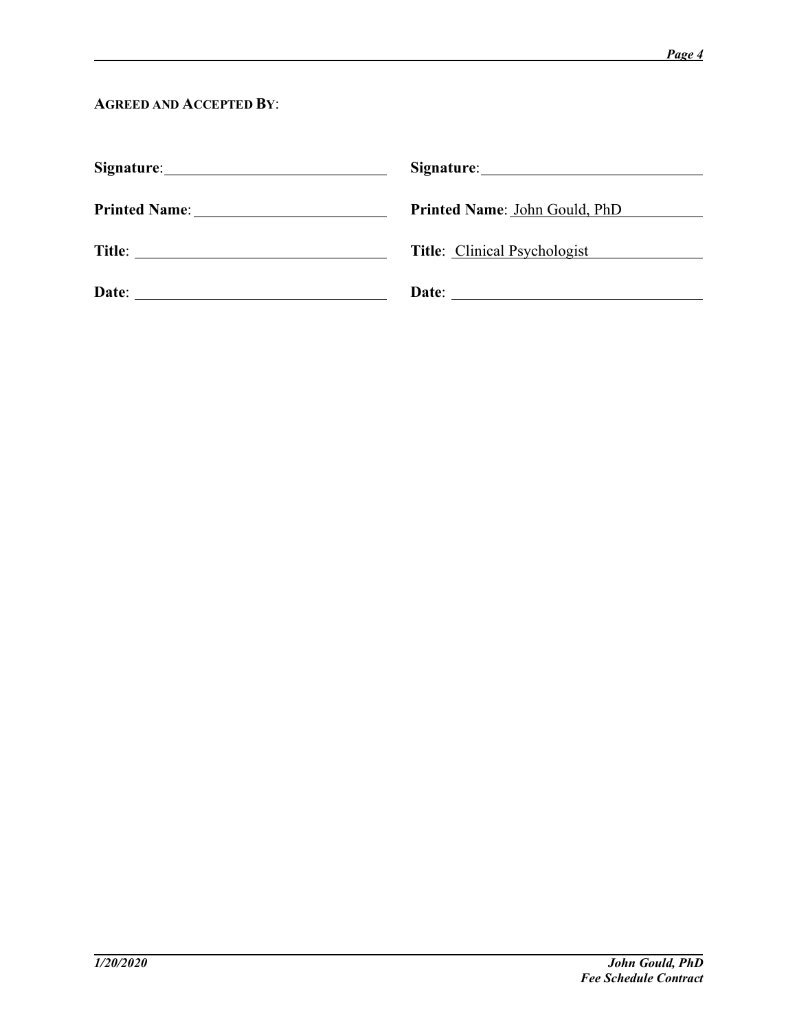**AGREED AND ACCEPTED BY**:

| | |
|---|---|
| **Signature**: ____________________ | **Signature**: ____________________ |
| **Printed Name**: ____________________ | **Printed Name**: John Gould, PhD |
| **Title**: ____________________ | **Title**: Clinical Psychologist |
| **Date**: ____________________ | **Date**: ____________________ |